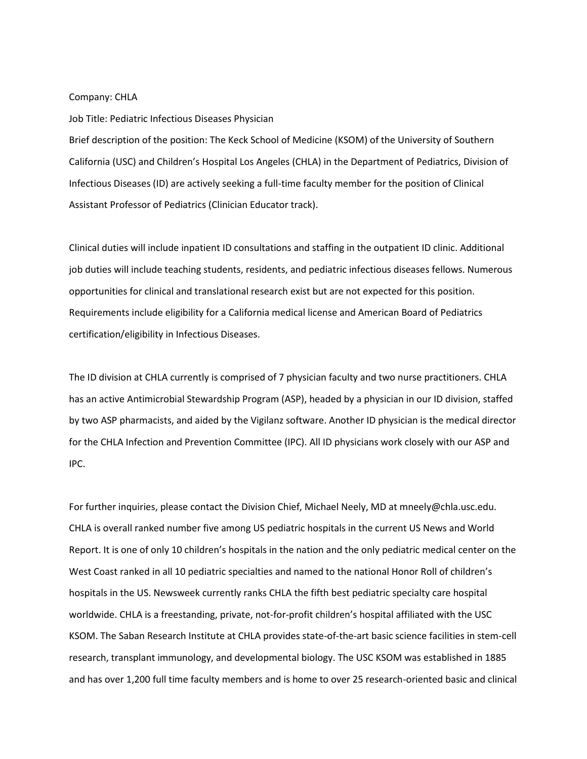Company: CHLA

Job Title: Pediatric Infectious Diseases Physician

Brief description of the position: The Keck School of Medicine (KSOM) of the University of Southern California (USC) and Children's Hospital Los Angeles (CHLA) in the Department of Pediatrics, Division of Infectious Diseases (ID) are actively seeking a full-time faculty member for the position of Clinical Assistant Professor of Pediatrics (Clinician Educator track).

Clinical duties will include inpatient ID consultations and staffing in the outpatient ID clinic. Additional job duties will include teaching students, residents, and pediatric infectious diseases fellows. Numerous opportunities for clinical and translational research exist but are not expected for this position. Requirements include eligibility for a California medical license and American Board of Pediatrics certification/eligibility in Infectious Diseases.

The ID division at CHLA currently is comprised of 7 physician faculty and two nurse practitioners. CHLA has an active Antimicrobial Stewardship Program (ASP), headed by a physician in our ID division, staffed by two ASP pharmacists, and aided by the Vigilanz software. Another ID physician is the medical director for the CHLA Infection and Prevention Committee (IPC). All ID physicians work closely with our ASP and IPC.

For further inquiries, please contact the Division Chief, Michael Neely, MD at mneely@chla.usc.edu. CHLA is overall ranked number five among US pediatric hospitals in the current US News and World Report. It is one of only 10 children's hospitals in the nation and the only pediatric medical center on the West Coast ranked in all 10 pediatric specialties and named to the national Honor Roll of children's hospitals in the US. Newsweek currently ranks CHLA the fifth best pediatric specialty care hospital worldwide. CHLA is a freestanding, private, not-for-profit children's hospital affiliated with the USC KSOM. The Saban Research Institute at CHLA provides state-of-the-art basic science facilities in stem-cell research, transplant immunology, and developmental biology. The USC KSOM was established in 1885 and has over 1,200 full time faculty members and is home to over 25 research-oriented basic and clinical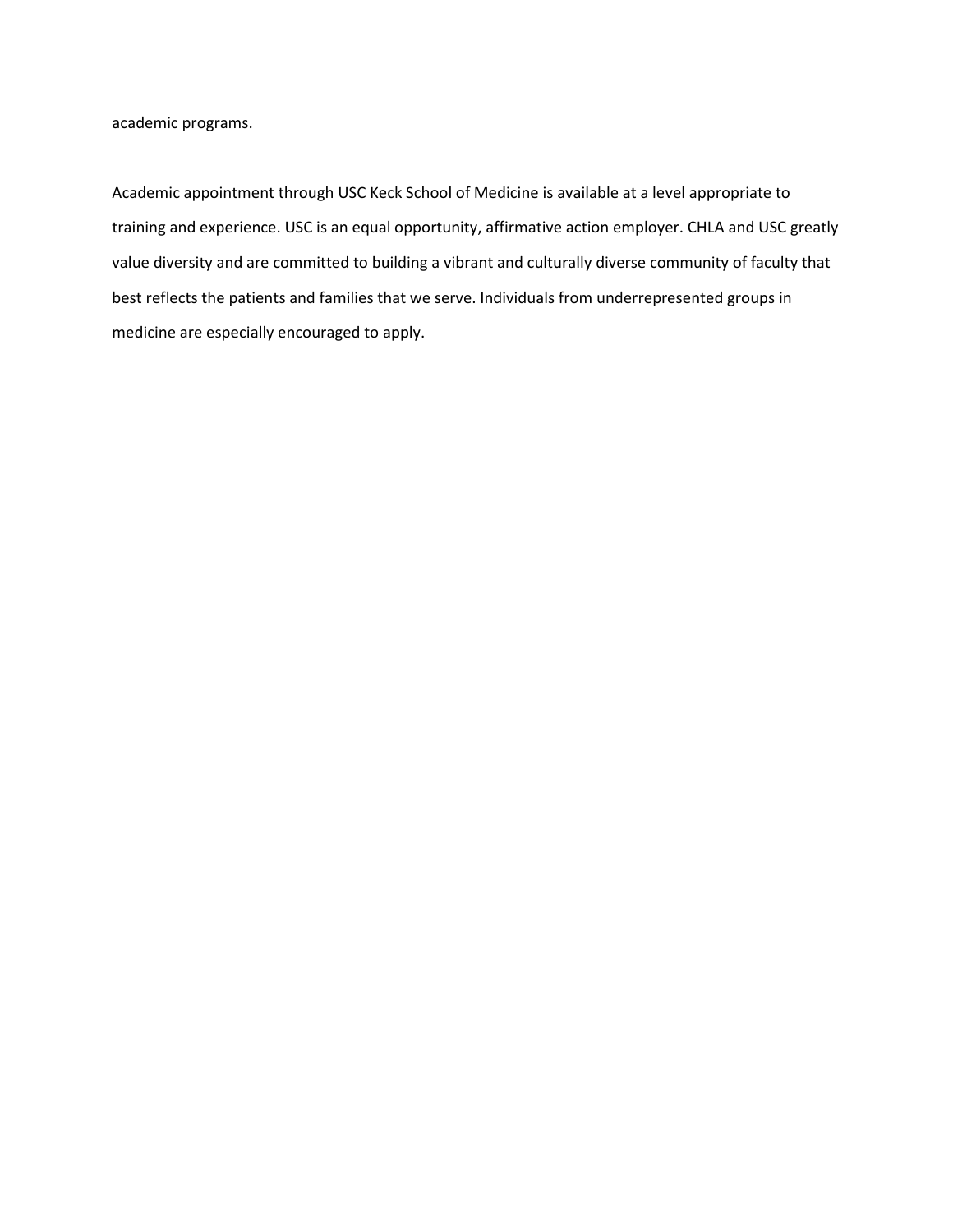academic programs.

Academic appointment through USC Keck School of Medicine is available at a level appropriate to training and experience. USC is an equal opportunity, affirmative action employer. CHLA and USC greatly value diversity and are committed to building a vibrant and culturally diverse community of faculty that best reflects the patients and families that we serve. Individuals from underrepresented groups in medicine are especially encouraged to apply.